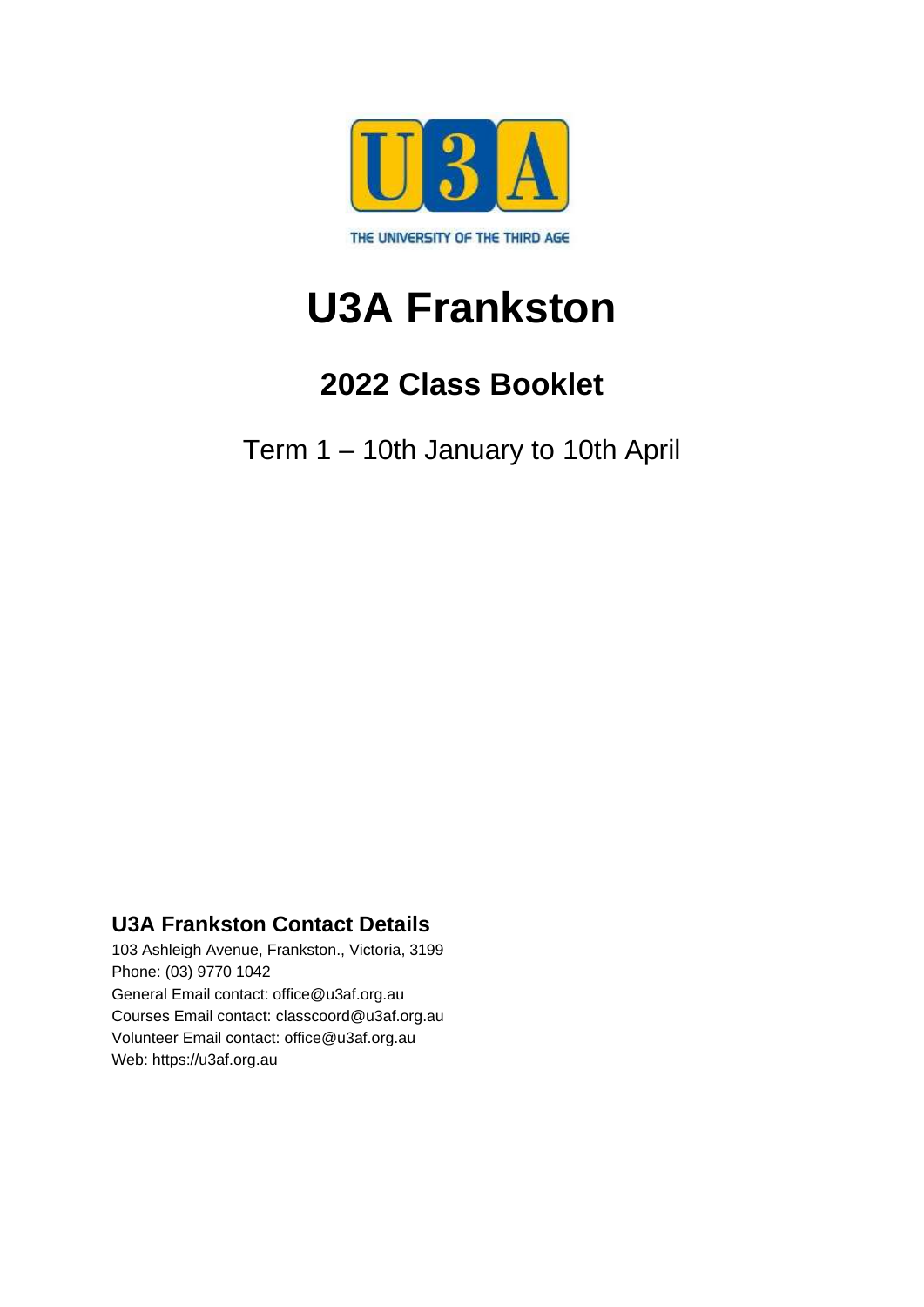U3A

THE UNIVERSITY OF THE THIRD AGE

# U3A Frankston

## 2022 Class Booklet

Term 1 – 10th January to 10th April

### U3A Frankston Contact Details

103 Ashleigh Avenue, Frankston., Victoria, 3199
Phone: (03) 9770 1042
General Email contact: office@u3af.org.au
Courses Email contact: classcoord@u3af.org.au
Volunteer Email contact: office@u3af.org.au
Web: https://u3af.org.au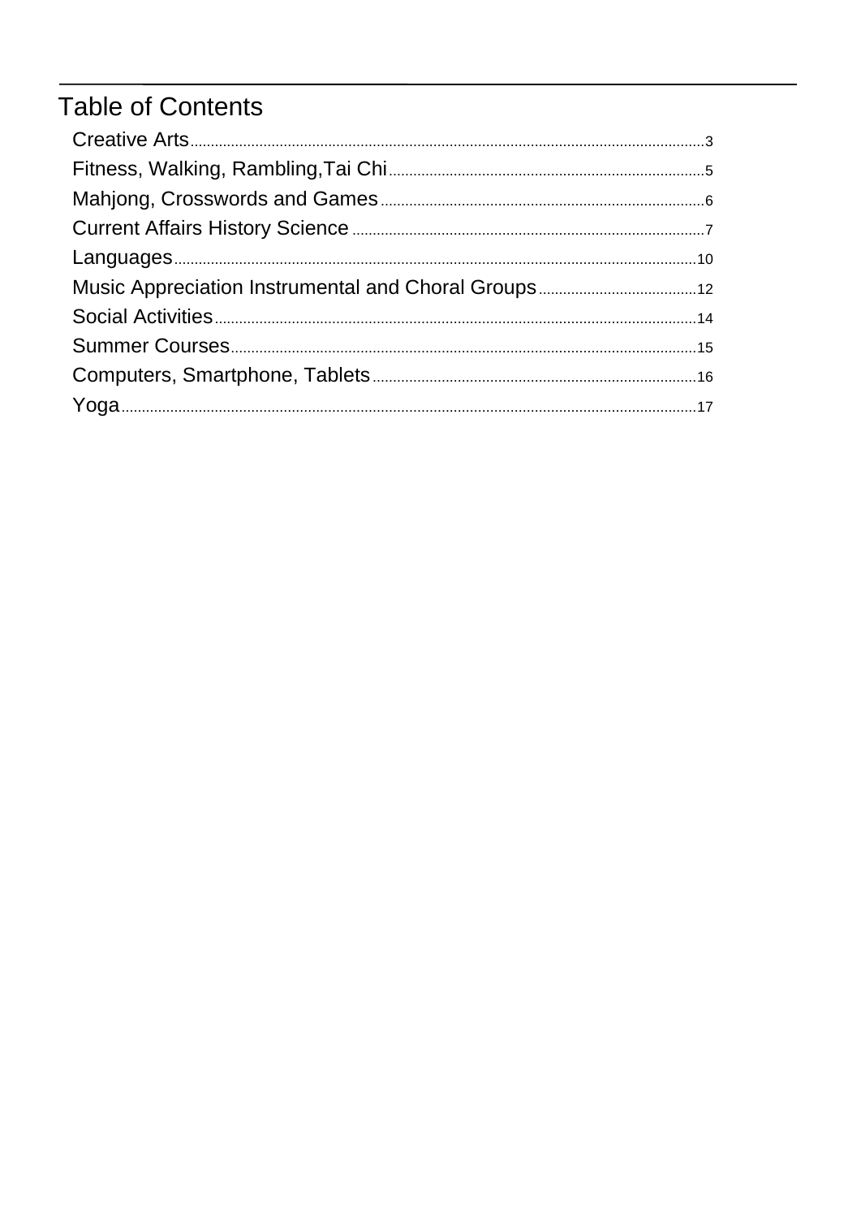# Table of Contents

- Creative Arts ........ 3
- Fitness, Walking, Rambling,Tai Chi ........ 5
- Mahjong, Crosswords and Games ........ 6
- Current Affairs History Science ........ 7
- Languages ........ 10
- Music Appreciation Instrumental and Choral Groups ........ 12
- Social Activities ........ 14
- Summer Courses ........ 15
- Computers, Smartphone, Tablets ........ 16
- Yoga ........ 17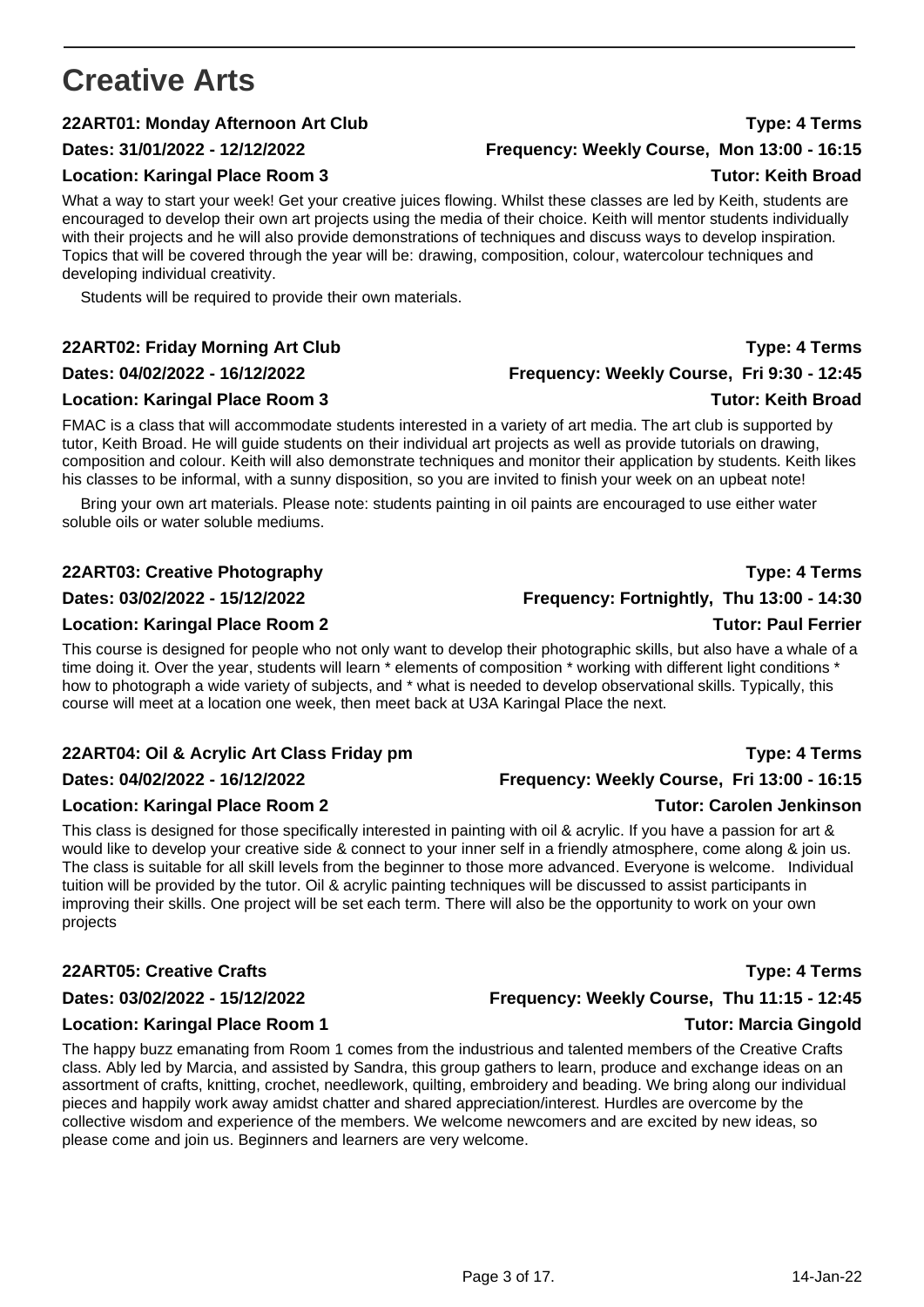# Creative Arts

### 22ART01: Monday Afternoon Art Club

**Type: 4 Terms**

**Dates: 31/01/2022 - 12/12/2022**

**Frequency: Weekly Course, Mon 13:00 - 16:15**

**Location: Karingal Place Room 3**

**Tutor: Keith Broad**

What a way to start your week! Get your creative juices flowing. Whilst these classes are led by Keith, students are encouraged to develop their own art projects using the media of their choice. Keith will mentor students individually with their projects and he will also provide demonstrations of techniques and discuss ways to develop inspiration. Topics that will be covered through the year will be: drawing, composition, colour, watercolour techniques and developing individual creativity.

Students will be required to provide their own materials.

### 22ART02: Friday Morning Art Club

**Type: 4 Terms**

**Dates: 04/02/2022 - 16/12/2022**

**Frequency: Weekly Course, Fri 9:30 - 12:45**

**Location: Karingal Place Room 3**

**Tutor: Keith Broad**

FMAC is a class that will accommodate students interested in a variety of art media. The art club is supported by tutor, Keith Broad. He will guide students on their individual art projects as well as provide tutorials on drawing, composition and colour. Keith will also demonstrate techniques and monitor their application by students. Keith likes his classes to be informal, with a sunny disposition, so you are invited to finish your week on an upbeat note!

Bring your own art materials. Please note: students painting in oil paints are encouraged to use either water soluble oils or water soluble mediums.

### 22ART03: Creative Photography

**Type: 4 Terms**

**Dates: 03/02/2022 - 15/12/2022**

**Frequency: Fortnightly, Thu 13:00 - 14:30**

**Location: Karingal Place Room 2**

**Tutor: Paul Ferrier**

This course is designed for people who not only want to develop their photographic skills, but also have a whale of a time doing it. Over the year, students will learn * elements of composition * working with different light conditions * how to photograph a wide variety of subjects, and * what is needed to develop observational skills. Typically, this course will meet at a location one week, then meet back at U3A Karingal Place the next.

### 22ART04: Oil & Acrylic Art Class Friday pm

**Type: 4 Terms**

**Dates: 04/02/2022 - 16/12/2022**

**Frequency: Weekly Course, Fri 13:00 - 16:15**

**Location: Karingal Place Room 2**

**Tutor: Carolen Jenkinson**

This class is designed for those specifically interested in painting with oil & acrylic. If you have a passion for art & would like to develop your creative side & connect to your inner self in a friendly atmosphere, come along & join us. The class is suitable for all skill levels from the beginner to those more advanced. Everyone is welcome. Individual tuition will be provided by the tutor. Oil & acrylic painting techniques will be discussed to assist participants in improving their skills. One project will be set each term. There will also be the opportunity to work on your own projects

### 22ART05: Creative Crafts

**Type: 4 Terms**

**Dates: 03/02/2022 - 15/12/2022**

**Frequency: Weekly Course, Thu 11:15 - 12:45**

**Location: Karingal Place Room 1**

**Tutor: Marcia Gingold**

The happy buzz emanating from Room 1 comes from the industrious and talented members of the Creative Crafts class. Ably led by Marcia, and assisted by Sandra, this group gathers to learn, produce and exchange ideas on an assortment of crafts, knitting, crochet, needlework, quilting, embroidery and beading. We bring along our individual pieces and happily work away amidst chatter and shared appreciation/interest. Hurdles are overcome by the collective wisdom and experience of the members. We welcome newcomers and are excited by new ideas, so please come and join us. Beginners and learners are very welcome.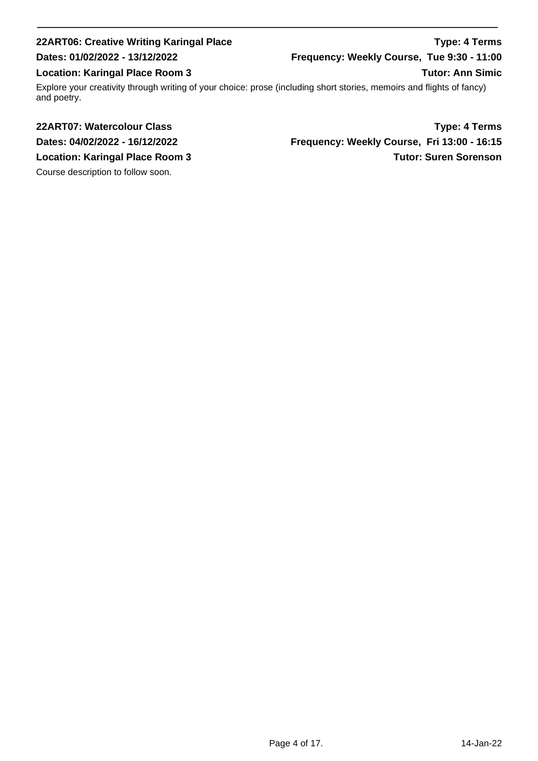---

**22ART06: Creative Writing Karingal Place** **Type: 4 Terms**

**Dates: 01/02/2022 - 13/12/2022** **Frequency: Weekly Course, Tue 9:30 - 11:00**

**Location: Karingal Place Room 3** **Tutor: Ann Simic**

Explore your creativity through writing of your choice: prose (including short stories, memoirs and flights of fancy) and poetry.

**22ART07: Watercolour Class** **Type: 4 Terms**

**Dates: 04/02/2022 - 16/12/2022** **Frequency: Weekly Course, Fri 13:00 - 16:15**

**Location: Karingal Place Room 3** **Tutor: Suren Sorenson**

Course description to follow soon.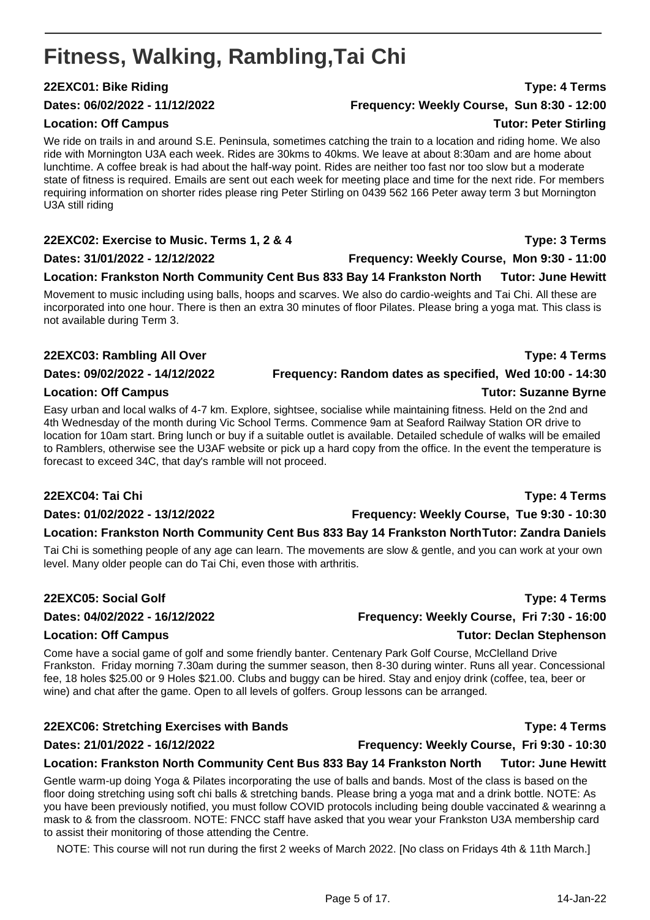# Fitness, Walking, Rambling,Tai Chi

**22EXC01: Bike Riding** **Type: 4 Terms**

**Dates: 06/02/2022 - 11/12/2022** **Frequency: Weekly Course, Sun 8:30 - 12:00**

**Location: Off Campus** **Tutor: Peter Stirling**

We ride on trails in and around S.E. Peninsula, sometimes catching the train to a location and riding home. We also ride with Mornington U3A each week. Rides are 30kms to 40kms. We leave at about 8:30am and are home about lunchtime. A coffee break is had about the half-way point. Rides are neither too fast nor too slow but a moderate state of fitness is required. Emails are sent out each week for meeting place and time for the next ride. For members requiring information on shorter rides please ring Peter Stirling on 0439 562 166 Peter away term 3 but Mornington U3A still riding

**22EXC02: Exercise to Music. Terms 1, 2 & 4** **Type: 3 Terms**

**Dates: 31/01/2022 - 12/12/2022** **Frequency: Weekly Course, Mon 9:30 - 11:00**

**Location: Frankston North Community Cent Bus 833 Bay 14 Frankston North** **Tutor: June Hewitt**

Movement to music including using balls, hoops and scarves. We also do cardio-weights and Tai Chi. All these are incorporated into one hour. There is then an extra 30 minutes of floor Pilates. Please bring a yoga mat. This class is not available during Term 3.

**22EXC03: Rambling All Over** **Type: 4 Terms**

**Dates: 09/02/2022 - 14/12/2022** **Frequency: Random dates as specified, Wed 10:00 - 14:30**

**Location: Off Campus** **Tutor: Suzanne Byrne**

Easy urban and local walks of 4-7 km. Explore, sightsee, socialise while maintaining fitness. Held on the 2nd and 4th Wednesday of the month during Vic School Terms. Commence 9am at Seaford Railway Station OR drive to location for 10am start. Bring lunch or buy if a suitable outlet is available. Detailed schedule of walks will be emailed to Ramblers, otherwise see the U3AF website or pick up a hard copy from the office. In the event the temperature is forecast to exceed 34C, that day's ramble will not proceed.

**22EXC04: Tai Chi** **Type: 4 Terms**

**Dates: 01/02/2022 - 13/12/2022** **Frequency: Weekly Course, Tue 9:30 - 10:30**

**Location: Frankston North Community Cent Bus 833 Bay 14 Frankston North** **Tutor: Zandra Daniels**

Tai Chi is something people of any age can learn. The movements are slow & gentle, and you can work at your own level. Many older people can do Tai Chi, even those with arthritis.

**22EXC05: Social Golf** **Type: 4 Terms**

**Dates: 04/02/2022 - 16/12/2022** **Frequency: Weekly Course, Fri 7:30 - 16:00**

**Location: Off Campus** **Tutor: Declan Stephenson**

Come have a social game of golf and some friendly banter. Centenary Park Golf Course, McClelland Drive Frankston. Friday morning 7.30am during the summer season, then 8-30 during winter. Runs all year. Concessional fee, 18 holes $25.00 or 9 Holes $21.00. Clubs and buggy can be hired. Stay and enjoy drink (coffee, tea, beer or wine) and chat after the game. Open to all levels of golfers. Group lessons can be arranged.

**22EXC06: Stretching Exercises with Bands** **Type: 4 Terms**

**Dates: 21/01/2022 - 16/12/2022** **Frequency: Weekly Course, Fri 9:30 - 10:30**

**Location: Frankston North Community Cent Bus 833 Bay 14 Frankston North** **Tutor: June Hewitt**

Gentle warm-up doing Yoga & Pilates incorporating the use of balls and bands. Most of the class is based on the floor doing stretching using soft chi balls & stretching bands. Please bring a yoga mat and a drink bottle. NOTE: As you have been previously notified, you must follow COVID protocols including being double vaccinated & wearinng a mask to & from the classroom. NOTE: FNCC staff have asked that you wear your Frankston U3A membership card to assist their monitoring of those attending the Centre.

NOTE: This course will not run during the first 2 weeks of March 2022. [No class on Fridays 4th & 11th March.]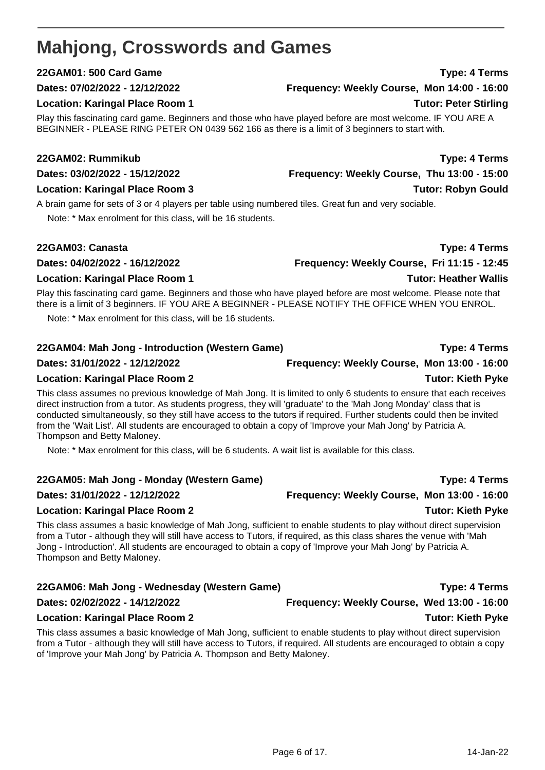# Mahjong, Crosswords and Games

### 22GAM01: 500 Card Game

**Type:** 4 Terms
**Dates:** 07/02/2022 - 12/12/2022
**Frequency:** Weekly Course, Mon 14:00 - 16:00
**Location:** Karingal Place Room 1
**Tutor:** Peter Stirling

Play this fascinating card game. Beginners and those who have played before are most welcome. IF YOU ARE A BEGINNER - PLEASE RING PETER ON 0439 562 166 as there is a limit of 3 beginners to start with.

### 22GAM02: Rummikub

**Type:** 4 Terms
**Dates:** 03/02/2022 - 15/12/2022
**Frequency:** Weekly Course, Thu 13:00 - 15:00
**Location:** Karingal Place Room 3
**Tutor:** Robyn Gould

A brain game for sets of 3 or 4 players per table using numbered tiles. Great fun and very sociable.

Note: * Max enrolment for this class, will be 16 students.

### 22GAM03: Canasta

**Type:** 4 Terms
**Dates:** 04/02/2022 - 16/12/2022
**Frequency:** Weekly Course, Fri 11:15 - 12:45
**Location:** Karingal Place Room 1
**Tutor:** Heather Wallis

Play this fascinating card game. Beginners and those who have played before are most welcome. Please note that there is a limit of 3 beginners. IF YOU ARE A BEGINNER - PLEASE NOTIFY THE OFFICE WHEN YOU ENROL.

Note: * Max enrolment for this class, will be 16 students.

### 22GAM04: Mah Jong - Introduction (Western Game)

**Type:** 4 Terms
**Dates:** 31/01/2022 - 12/12/2022
**Frequency:** Weekly Course, Mon 13:00 - 16:00
**Location:** Karingal Place Room 2
**Tutor:** Kieth Pyke

This class assumes no previous knowledge of Mah Jong. It is limited to only 6 students to ensure that each receives direct instruction from a tutor. As students progress, they will 'graduate' to the 'Mah Jong Monday' class that is conducted simultaneously, so they still have access to the tutors if required. Further students could then be invited from the 'Wait List'. All students are encouraged to obtain a copy of 'Improve your Mah Jong' by Patricia A. Thompson and Betty Maloney.

Note: * Max enrolment for this class, will be 6 students. A wait list is available for this class.

### 22GAM05: Mah Jong - Monday (Western Game)

**Type:** 4 Terms
**Dates:** 31/01/2022 - 12/12/2022
**Frequency:** Weekly Course, Mon 13:00 - 16:00
**Location:** Karingal Place Room 2
**Tutor:** Kieth Pyke

This class assumes a basic knowledge of Mah Jong, sufficient to enable students to play without direct supervision from a Tutor - although they will still have access to Tutors, if required, as this class shares the venue with 'Mah Jong - Introduction'. All students are encouraged to obtain a copy of 'Improve your Mah Jong' by Patricia A. Thompson and Betty Maloney.

### 22GAM06: Mah Jong - Wednesday (Western Game)

**Type:** 4 Terms
**Dates:** 02/02/2022 - 14/12/2022
**Frequency:** Weekly Course, Wed 13:00 - 16:00
**Location:** Karingal Place Room 2
**Tutor:** Kieth Pyke

This class assumes a basic knowledge of Mah Jong, sufficient to enable students to play without direct supervision from a Tutor - although they will still have access to Tutors, if required. All students are encouraged to obtain a copy of 'Improve your Mah Jong' by Patricia A. Thompson and Betty Maloney.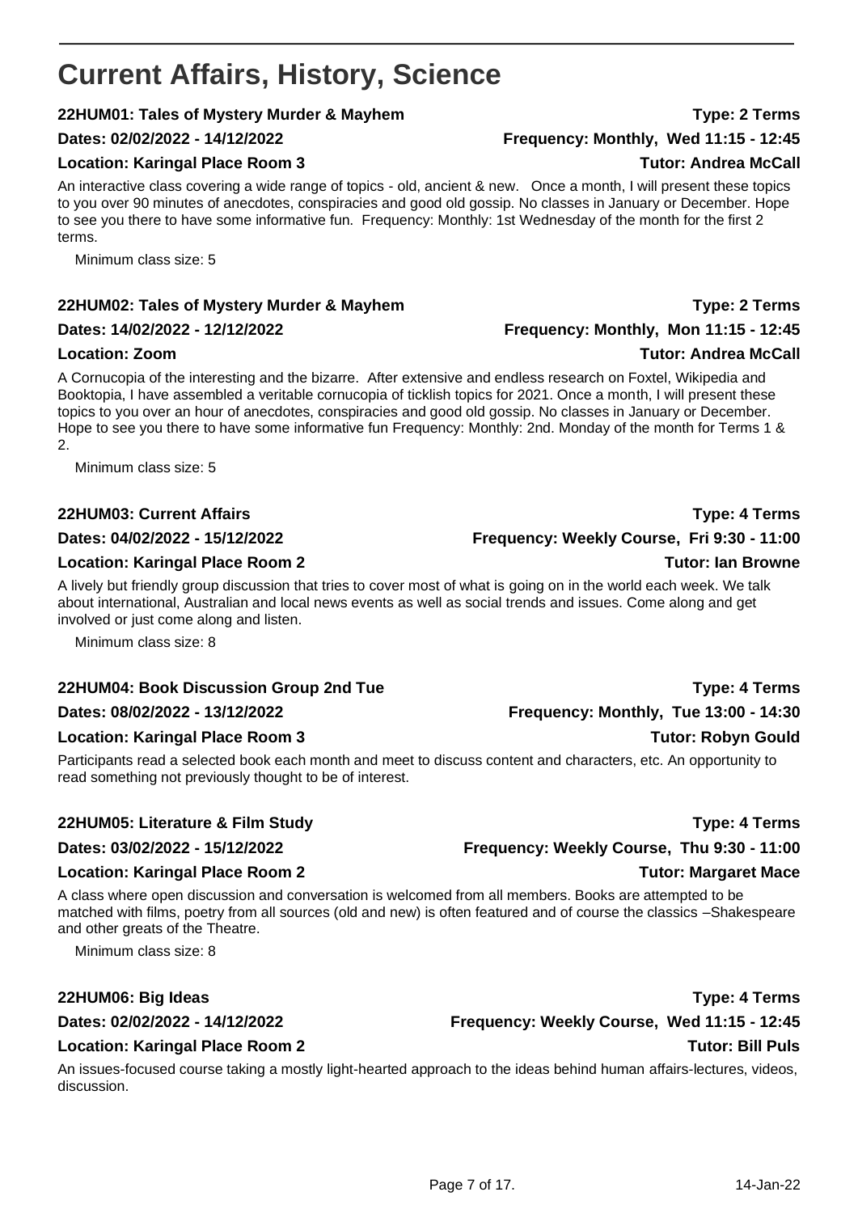# Current Affairs, History, Science

### 22HUM01: Tales of Mystery Murder & Mayhem

**Type: 2 Terms**

**Dates: 02/02/2022 - 14/12/2022** | **Frequency: Monthly, Wed 11:15 - 12:45**

**Location: Karingal Place Room 3** | **Tutor: Andrea McCall**

An interactive class covering a wide range of topics - old, ancient & new. Once a month, I will present these topics to you over 90 minutes of anecdotes, conspiracies and good old gossip. No classes in January or December. Hope to see you there to have some informative fun. Frequency: Monthly: 1st Wednesday of the month for the first 2 terms.

Minimum class size: 5

### 22HUM02: Tales of Mystery Murder & Mayhem

**Type: 2 Terms**

**Dates: 14/02/2022 - 12/12/2022** | **Frequency: Monthly, Mon 11:15 - 12:45**

**Location: Zoom** | **Tutor: Andrea McCall**

A Cornucopia of the interesting and the bizarre. After extensive and endless research on Foxtel, Wikipedia and Booktopia, I have assembled a veritable cornucopia of ticklish topics for 2021. Once a month, I will present these topics to you over an hour of anecdotes, conspiracies and good old gossip. No classes in January or December. Hope to see you there to have some informative fun Frequency: Monthly: 2nd. Monday of the month for Terms 1 & 2.

Minimum class size: 5

### 22HUM03: Current Affairs

**Type: 4 Terms**

**Dates: 04/02/2022 - 15/12/2022** | **Frequency: Weekly Course, Fri 9:30 - 11:00**

**Location: Karingal Place Room 2** | **Tutor: Ian Browne**

A lively but friendly group discussion that tries to cover most of what is going on in the world each week. We talk about international, Australian and local news events as well as social trends and issues. Come along and get involved or just come along and listen.

Minimum class size: 8

### 22HUM04: Book Discussion Group 2nd Tue

**Type: 4 Terms**

**Dates: 08/02/2022 - 13/12/2022** | **Frequency: Monthly, Tue 13:00 - 14:30**

**Location: Karingal Place Room 3** | **Tutor: Robyn Gould**

Participants read a selected book each month and meet to discuss content and characters, etc. An opportunity to read something not previously thought to be of interest.

### 22HUM05: Literature & Film Study

**Type: 4 Terms**

**Dates: 03/02/2022 - 15/12/2022** | **Frequency: Weekly Course, Thu 9:30 - 11:00**

**Location: Karingal Place Room 2** | **Tutor: Margaret Mace**

A class where open discussion and conversation is welcomed from all members. Books are attempted to be matched with films, poetry from all sources (old and new) is often featured and of course the classics –Shakespeare and other greats of the Theatre.

Minimum class size: 8

### 22HUM06: Big Ideas

**Type: 4 Terms**

**Dates: 02/02/2022 - 14/12/2022** | **Frequency: Weekly Course, Wed 11:15 - 12:45**

**Location: Karingal Place Room 2** | **Tutor: Bill Puls**

An issues-focused course taking a mostly light-hearted approach to the ideas behind human affairs-lectures, videos, discussion.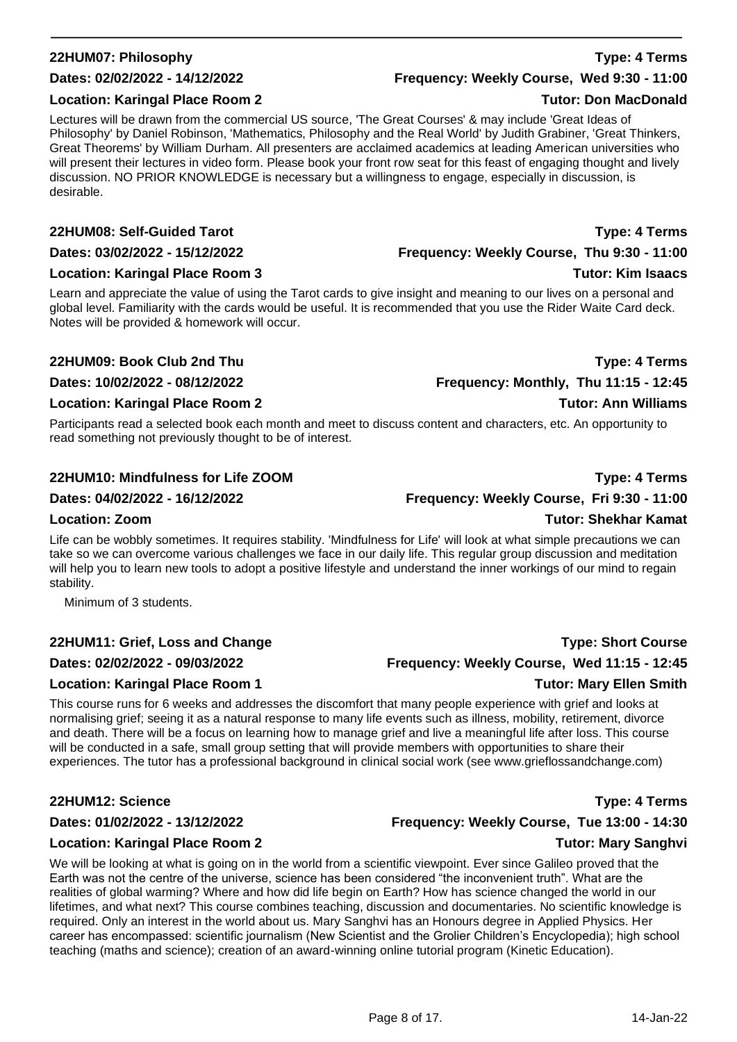## 22HUM07: Philosophy

**Type: 4 Terms**

**Dates: 02/02/2022 - 14/12/2022** | **Frequency: Weekly Course, Wed 9:30 - 11:00**

**Location: Karingal Place Room 2** | **Tutor: Don MacDonald**

Lectures will be drawn from the commercial US source, 'The Great Courses' & may include 'Great Ideas of Philosophy' by Daniel Robinson, 'Mathematics, Philosophy and the Real World' by Judith Grabiner, 'Great Thinkers, Great Theorems' by William Durham. All presenters are acclaimed academics at leading American universities who will present their lectures in video form. Please book your front row seat for this feast of engaging thought and lively discussion. NO PRIOR KNOWLEDGE is necessary but a willingness to engage, especially in discussion, is desirable.

## 22HUM08: Self-Guided Tarot

**Type: 4 Terms**

**Dates: 03/02/2022 - 15/12/2022** | **Frequency: Weekly Course, Thu 9:30 - 11:00**

**Location: Karingal Place Room 3** | **Tutor: Kim Isaacs**

Learn and appreciate the value of using the Tarot cards to give insight and meaning to our lives on a personal and global level. Familiarity with the cards would be useful. It is recommended that you use the Rider Waite Card deck. Notes will be provided & homework will occur.

## 22HUM09: Book Club 2nd Thu

**Type: 4 Terms**

**Dates: 10/02/2022 - 08/12/2022** | **Frequency: Monthly, Thu 11:15 - 12:45**

**Location: Karingal Place Room 2** | **Tutor: Ann Williams**

Participants read a selected book each month and meet to discuss content and characters, etc. An opportunity to read something not previously thought to be of interest.

## 22HUM10: Mindfulness for Life ZOOM

**Type: 4 Terms**

**Dates: 04/02/2022 - 16/12/2022** | **Frequency: Weekly Course, Fri 9:30 - 11:00**

**Location: Zoom** | **Tutor: Shekhar Kamat**

Life can be wobbly sometimes. It requires stability. 'Mindfulness for Life' will look at what simple precautions we can take so we can overcome various challenges we face in our daily life. This regular group discussion and meditation will help you to learn new tools to adopt a positive lifestyle and understand the inner workings of our mind to regain stability.

Minimum of 3 students.

## 22HUM11: Grief, Loss and Change

**Type: Short Course**

**Dates: 02/02/2022 - 09/03/2022** | **Frequency: Weekly Course, Wed 11:15 - 12:45**

**Location: Karingal Place Room 1** | **Tutor: Mary Ellen Smith**

This course runs for 6 weeks and addresses the discomfort that many people experience with grief and looks at normalising grief; seeing it as a natural response to many life events such as illness, mobility, retirement, divorce and death. There will be a focus on learning how to manage grief and live a meaningful life after loss. This course will be conducted in a safe, small group setting that will provide members with opportunities to share their experiences. The tutor has a professional background in clinical social work (see www.grieflossandchange.com)

## 22HUM12: Science

**Type: 4 Terms**

**Dates: 01/02/2022 - 13/12/2022** | **Frequency: Weekly Course, Tue 13:00 - 14:30**

**Location: Karingal Place Room 2** | **Tutor: Mary Sanghvi**

We will be looking at what is going on in the world from a scientific viewpoint. Ever since Galileo proved that the Earth was not the centre of the universe, science has been considered "the inconvenient truth". What are the realities of global warming? Where and how did life begin on Earth? How has science changed the world in our lifetimes, and what next? This course combines teaching, discussion and documentaries. No scientific knowledge is required. Only an interest in the world about us. Mary Sanghvi has an Honours degree in Applied Physics. Her career has encompassed: scientific journalism (New Scientist and the Grolier Children's Encyclopedia); high school teaching (maths and science); creation of an award-winning online tutorial program (Kinetic Education).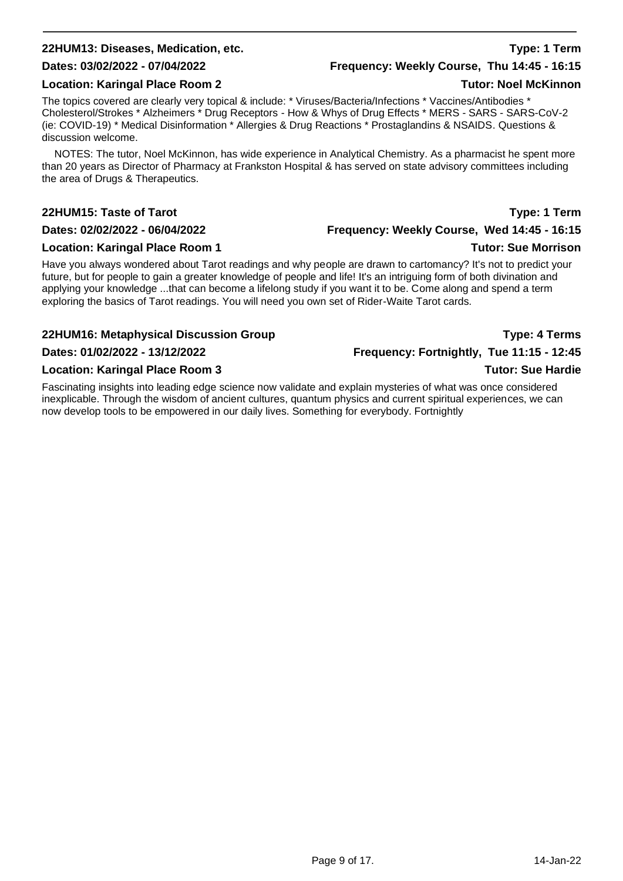## 22HUM13: Diseases, Medication, etc.

**Type: 1 Term**

**Dates: 03/02/2022 - 07/04/2022**

**Frequency: Weekly Course, Thu 14:45 - 16:15**

**Location: Karingal Place Room 2**

**Tutor: Noel McKinnon**

The topics covered are clearly very topical & include: * Viruses/Bacteria/Infections * Vaccines/Antibodies * Cholesterol/Strokes * Alzheimers * Drug Receptors - How & Whys of Drug Effects * MERS - SARS - SARS-CoV-2 (ie: COVID-19) * Medical Disinformation * Allergies & Drug Reactions * Prostaglandins & NSAIDS. Questions & discussion welcome.

NOTES: The tutor, Noel McKinnon, has wide experience in Analytical Chemistry. As a pharmacist he spent more than 20 years as Director of Pharmacy at Frankston Hospital & has served on state advisory committees including the area of Drugs & Therapeutics.

## 22HUM15: Taste of Tarot

**Type: 1 Term**

**Dates: 02/02/2022 - 06/04/2022**

**Frequency: Weekly Course, Wed 14:45 - 16:15**

**Location: Karingal Place Room 1**

**Tutor: Sue Morrison**

Have you always wondered about Tarot readings and why people are drawn to cartomancy? It's not to predict your future, but for people to gain a greater knowledge of people and life! It's an intriguing form of both divination and applying your knowledge ...that can become a lifelong study if you want it to be. Come along and spend a term exploring the basics of Tarot readings. You will need you own set of Rider-Waite Tarot cards.

## 22HUM16: Metaphysical Discussion Group

**Type: 4 Terms**

**Dates: 01/02/2022 - 13/12/2022**

**Frequency: Fortnightly, Tue 11:15 - 12:45**

**Location: Karingal Place Room 3**

**Tutor: Sue Hardie**

Fascinating insights into leading edge science now validate and explain mysteries of what was once considered inexplicable. Through the wisdom of ancient cultures, quantum physics and current spiritual experiences, we can now develop tools to be empowered in our daily lives. Something for everybody. Fortnightly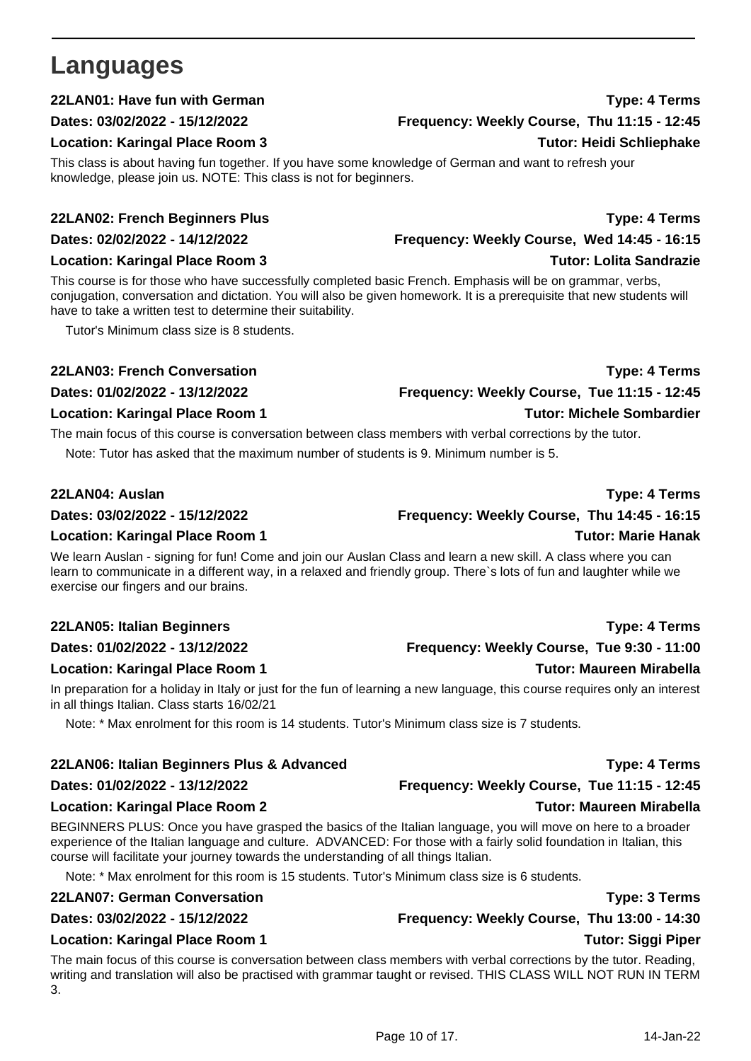# Languages

**22LAN01: Have fun with German** — **Type: 4 Terms**
**Dates: 03/02/2022 - 15/12/2022** — **Frequency: Weekly Course, Thu 11:15 - 12:45**
**Location: Karingal Place Room 3** — **Tutor: Heidi Schliephake**

This class is about having fun together. If you have some knowledge of German and want to refresh your knowledge, please join us. NOTE: This class is not for beginners.

**22LAN02: French Beginners Plus** — **Type: 4 Terms**
**Dates: 02/02/2022 - 14/12/2022** — **Frequency: Weekly Course, Wed 14:45 - 16:15**
**Location: Karingal Place Room 3** — **Tutor: Lolita Sandrazie**

This course is for those who have successfully completed basic French. Emphasis will be on grammar, verbs, conjugation, conversation and dictation. You will also be given homework. It is a prerequisite that new students will have to take a written test to determine their suitability.

Tutor's Minimum class size is 8 students.

**22LAN03: French Conversation** — **Type: 4 Terms**
**Dates: 01/02/2022 - 13/12/2022** — **Frequency: Weekly Course, Tue 11:15 - 12:45**
**Location: Karingal Place Room 1** — **Tutor: Michele Sombardier**

The main focus of this course is conversation between class members with verbal corrections by the tutor.

Note: Tutor has asked that the maximum number of students is 9. Minimum number is 5.

**22LAN04: Auslan** — **Type: 4 Terms**
**Dates: 03/02/2022 - 15/12/2022** — **Frequency: Weekly Course, Thu 14:45 - 16:15**
**Location: Karingal Place Room 1** — **Tutor: Marie Hanak**

We learn Auslan - signing for fun! Come and join our Auslan Class and learn a new skill. A class where you can learn to communicate in a different way, in a relaxed and friendly group. There`s lots of fun and laughter while we exercise our fingers and our brains.

**22LAN05: Italian Beginners** — **Type: 4 Terms**
**Dates: 01/02/2022 - 13/12/2022** — **Frequency: Weekly Course, Tue 9:30 - 11:00**
**Location: Karingal Place Room 1** — **Tutor: Maureen Mirabella**

In preparation for a holiday in Italy or just for the fun of learning a new language, this course requires only an interest in all things Italian. Class starts 16/02/21

Note: * Max enrolment for this room is 14 students. Tutor's Minimum class size is 7 students.

**22LAN06: Italian Beginners Plus & Advanced** — **Type: 4 Terms**
**Dates: 01/02/2022 - 13/12/2022** — **Frequency: Weekly Course, Tue 11:15 - 12:45**
**Location: Karingal Place Room 2** — **Tutor: Maureen Mirabella**

BEGINNERS PLUS: Once you have grasped the basics of the Italian language, you will move on here to a broader experience of the Italian language and culture. ADVANCED: For those with a fairly solid foundation in Italian, this course will facilitate your journey towards the understanding of all things Italian.

Note: * Max enrolment for this room is 15 students. Tutor's Minimum class size is 6 students.

**22LAN07: German Conversation** — **Type: 3 Terms**
**Dates: 03/02/2022 - 15/12/2022** — **Frequency: Weekly Course, Thu 13:00 - 14:30**
**Location: Karingal Place Room 1** — **Tutor: Siggi Piper**

The main focus of this course is conversation between class members with verbal corrections by the tutor. Reading, writing and translation will also be practised with grammar taught or revised. THIS CLASS WILL NOT RUN IN TERM 3.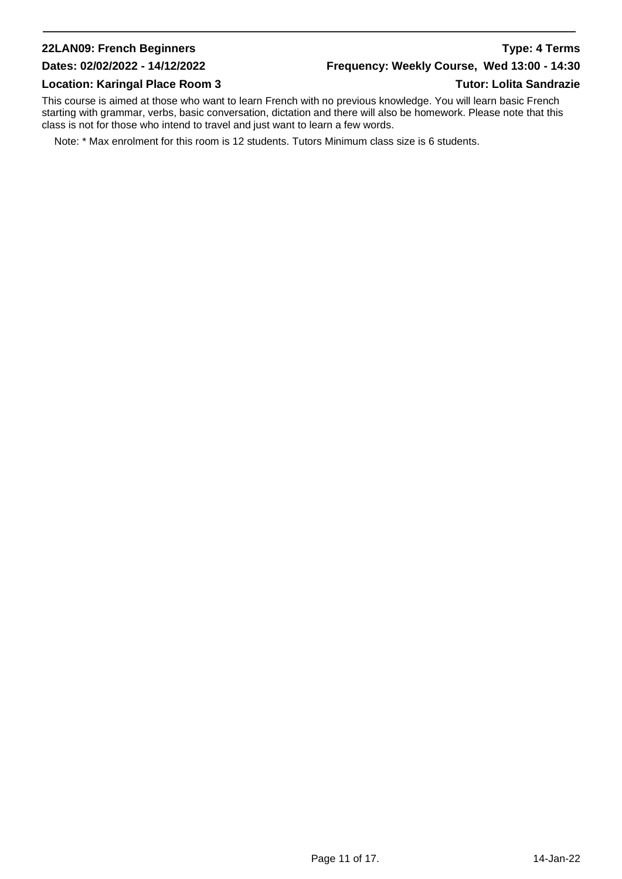**22LAN09: French Beginners** **Type: 4 Terms**

**Dates: 02/02/2022 - 14/12/2022** **Frequency: Weekly Course, Wed 13:00 - 14:30**

**Location: Karingal Place Room 3** **Tutor: Lolita Sandrazie**

This course is aimed at those who want to learn French with no previous knowledge. You will learn basic French starting with grammar, verbs, basic conversation, dictation and there will also be homework. Please note that this class is not for those who intend to travel and just want to learn a few words.

Note: * Max enrolment for this room is 12 students. Tutors Minimum class size is 6 students.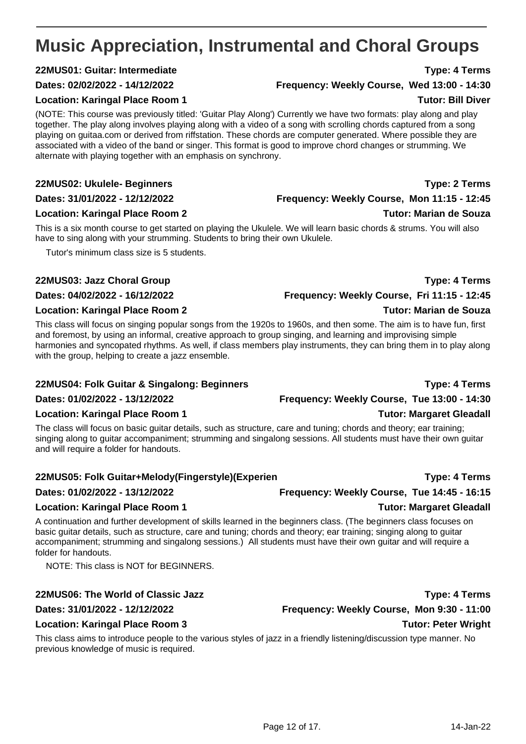# Music Appreciation, Instrumental and Choral Groups

**22MUS01: Guitar: Intermediate** — **Type: 4 Terms**
**Dates: 02/02/2022 - 14/12/2022** — **Frequency: Weekly Course, Wed 13:00 - 14:30**
**Location: Karingal Place Room 1** — **Tutor: Bill Diver**

(NOTE: This course was previously titled: 'Guitar Play Along') Currently we have two formats: play along and play together. The play along involves playing along with a video of a song with scrolling chords captured from a song playing on guitaa.com or derived from riffstation. These chords are computer generated. Where possible they are associated with a video of the band or singer. This format is good to improve chord changes or strumming. We alternate with playing together with an emphasis on synchrony.

**22MUS02: Ukulele- Beginners** — **Type: 2 Terms**
**Dates: 31/01/2022 - 12/12/2022** — **Frequency: Weekly Course, Mon 11:15 - 12:45**
**Location: Karingal Place Room 2** — **Tutor: Marian de Souza**

This is a six month course to get started on playing the Ukulele. We will learn basic chords & strums. You will also have to sing along with your strumming. Students to bring their own Ukulele.

Tutor's minimum class size is 5 students.

**22MUS03: Jazz Choral Group** — **Type: 4 Terms**
**Dates: 04/02/2022 - 16/12/2022** — **Frequency: Weekly Course, Fri 11:15 - 12:45**
**Location: Karingal Place Room 2** — **Tutor: Marian de Souza**

This class will focus on singing popular songs from the 1920s to 1960s, and then some. The aim is to have fun, first and foremost, by using an informal, creative approach to group singing, and learning and improvising simple harmonies and syncopated rhythms. As well, if class members play instruments, they can bring them in to play along with the group, helping to create a jazz ensemble.

**22MUS04: Folk Guitar & Singalong: Beginners** — **Type: 4 Terms**
**Dates: 01/02/2022 - 13/12/2022** — **Frequency: Weekly Course, Tue 13:00 - 14:30**
**Location: Karingal Place Room 1** — **Tutor: Margaret Gleadall**

The class will focus on basic guitar details, such as structure, care and tuning; chords and theory; ear training; singing along to guitar accompaniment; strumming and singalong sessions. All students must have their own guitar and will require a folder for handouts.

**22MUS05: Folk Guitar+Melody(Fingerstyle)(Experien** — **Type: 4 Terms**
**Dates: 01/02/2022 - 13/12/2022** — **Frequency: Weekly Course, Tue 14:45 - 16:15**
**Location: Karingal Place Room 1** — **Tutor: Margaret Gleadall**

A continuation and further development of skills learned in the beginners class. (The beginners class focuses on basic guitar details, such as structure, care and tuning; chords and theory; ear training; singing along to guitar accompaniment; strumming and singalong sessions.) All students must have their own guitar and will require a folder for handouts.

NOTE: This class is NOT for BEGINNERS.

**22MUS06: The World of Classic Jazz** — **Type: 4 Terms**
**Dates: 31/01/2022 - 12/12/2022** — **Frequency: Weekly Course, Mon 9:30 - 11:00**
**Location: Karingal Place Room 3** — **Tutor: Peter Wright**

This class aims to introduce people to the various styles of jazz in a friendly listening/discussion type manner. No previous knowledge of music is required.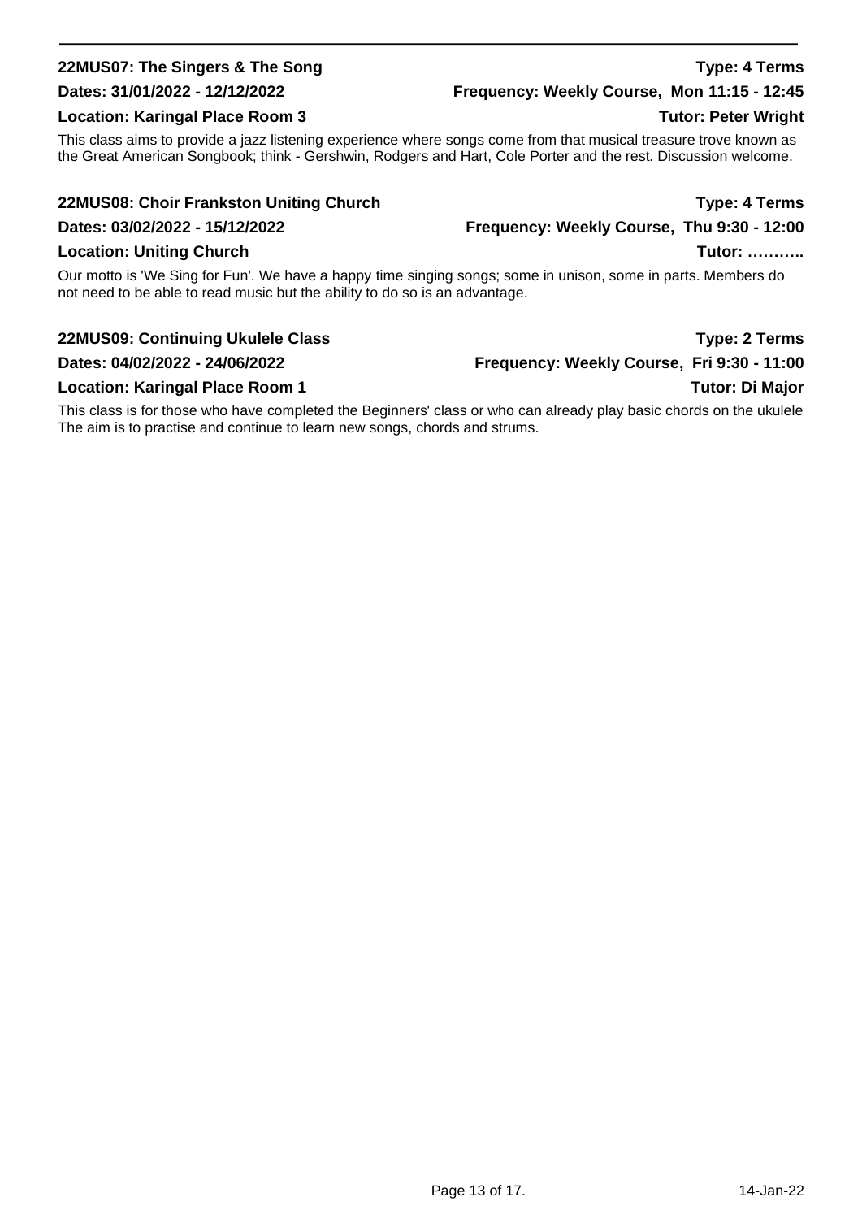**22MUS07: The Singers & The Song** **Type: 4 Terms**

**Dates: 31/01/2022 - 12/12/2022** **Frequency: Weekly Course, Mon 11:15 - 12:45**

**Location: Karingal Place Room 3** **Tutor: Peter Wright**

This class aims to provide a jazz listening experience where songs come from that musical treasure trove known as the Great American Songbook; think - Gershwin, Rodgers and Hart, Cole Porter and the rest. Discussion welcome.

**22MUS08: Choir Frankston Uniting Church** **Type: 4 Terms**

**Dates: 03/02/2022 - 15/12/2022** **Frequency: Weekly Course, Thu 9:30 - 12:00**

**Location: Uniting Church** **Tutor: ………..**

Our motto is 'We Sing for Fun'. We have a happy time singing songs; some in unison, some in parts. Members do not need to be able to read music but the ability to do so is an advantage.

**22MUS09: Continuing Ukulele Class** **Type: 2 Terms**

**Dates: 04/02/2022 - 24/06/2022** **Frequency: Weekly Course, Fri 9:30 - 11:00**

**Location: Karingal Place Room 1** **Tutor: Di Major**

This class is for those who have completed the Beginners' class or who can already play basic chords on the ukulele The aim is to practise and continue to learn new songs, chords and strums.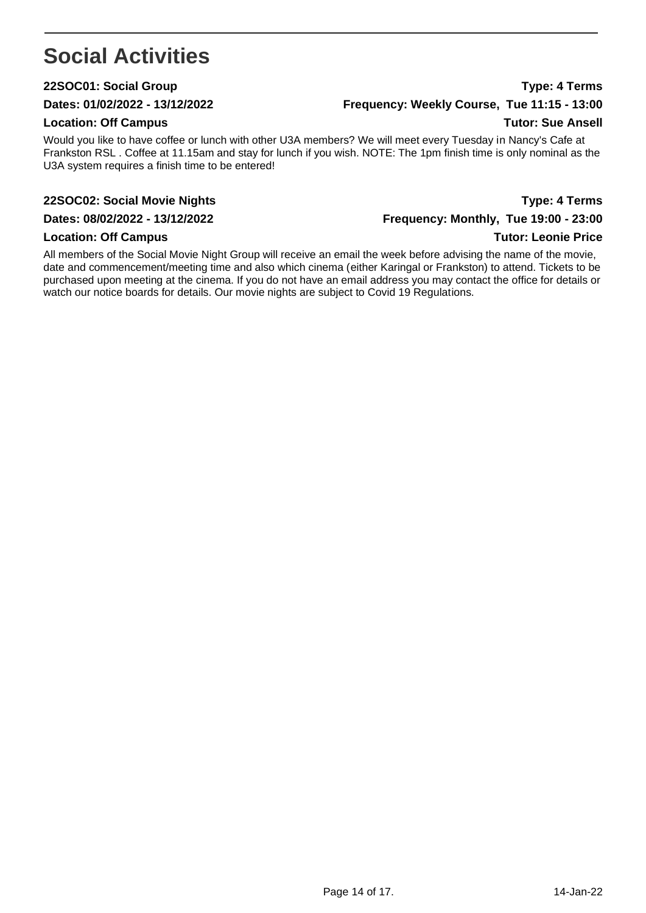# Social Activities

**22SOC01: Social Group** **Type: 4 Terms**

**Dates: 01/02/2022 - 13/12/2022** **Frequency: Weekly Course, Tue 11:15 - 13:00**

**Location: Off Campus** **Tutor: Sue Ansell**

Would you like to have coffee or lunch with other U3A members? We will meet every Tuesday in Nancy's Cafe at Frankston RSL . Coffee at 11.15am and stay for lunch if you wish. NOTE: The 1pm finish time is only nominal as the U3A system requires a finish time to be entered!

**22SOC02: Social Movie Nights** **Type: 4 Terms**

**Dates: 08/02/2022 - 13/12/2022** **Frequency: Monthly, Tue 19:00 - 23:00**

**Location: Off Campus** **Tutor: Leonie Price**

All members of the Social Movie Night Group will receive an email the week before advising the name of the movie, date and commencement/meeting time and also which cinema (either Karingal or Frankston) to attend. Tickets to be purchased upon meeting at the cinema. If you do not have an email address you may contact the office for details or watch our notice boards for details. Our movie nights are subject to Covid 19 Regulations.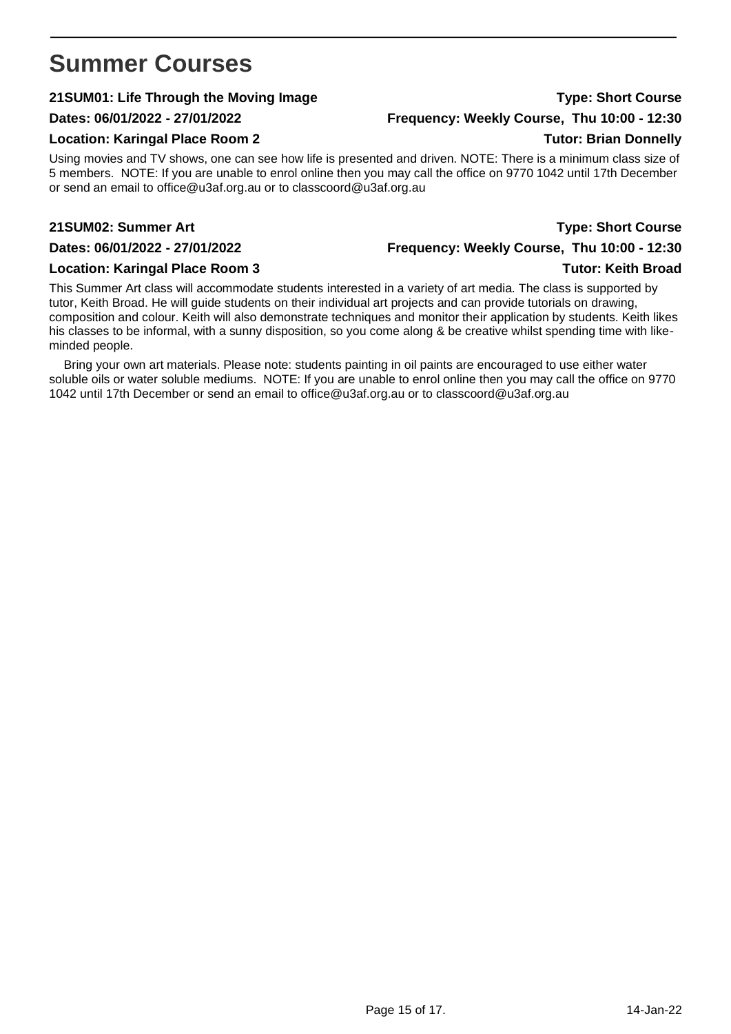# Summer Courses

**21SUM01: Life Through the Moving Image** **Type: Short Course**

**Dates: 06/01/2022 - 27/01/2022** **Frequency: Weekly Course, Thu 10:00 - 12:30**

**Location: Karingal Place Room 2** **Tutor: Brian Donnelly**

Using movies and TV shows, one can see how life is presented and driven. NOTE: There is a minimum class size of 5 members. NOTE: If you are unable to enrol online then you may call the office on 9770 1042 until 17th December or send an email to office@u3af.org.au or to classcoord@u3af.org.au

**21SUM02: Summer Art** **Type: Short Course**

**Dates: 06/01/2022 - 27/01/2022** **Frequency: Weekly Course, Thu 10:00 - 12:30**

**Location: Karingal Place Room 3** **Tutor: Keith Broad**

This Summer Art class will accommodate students interested in a variety of art media. The class is supported by tutor, Keith Broad. He will guide students on their individual art projects and can provide tutorials on drawing, composition and colour. Keith will also demonstrate techniques and monitor their application by students. Keith likes his classes to be informal, with a sunny disposition, so you come along & be creative whilst spending time with like-minded people.

Bring your own art materials. Please note: students painting in oil paints are encouraged to use either water soluble oils or water soluble mediums. NOTE: If you are unable to enrol online then you may call the office on 9770 1042 until 17th December or send an email to office@u3af.org.au or to classcoord@u3af.org.au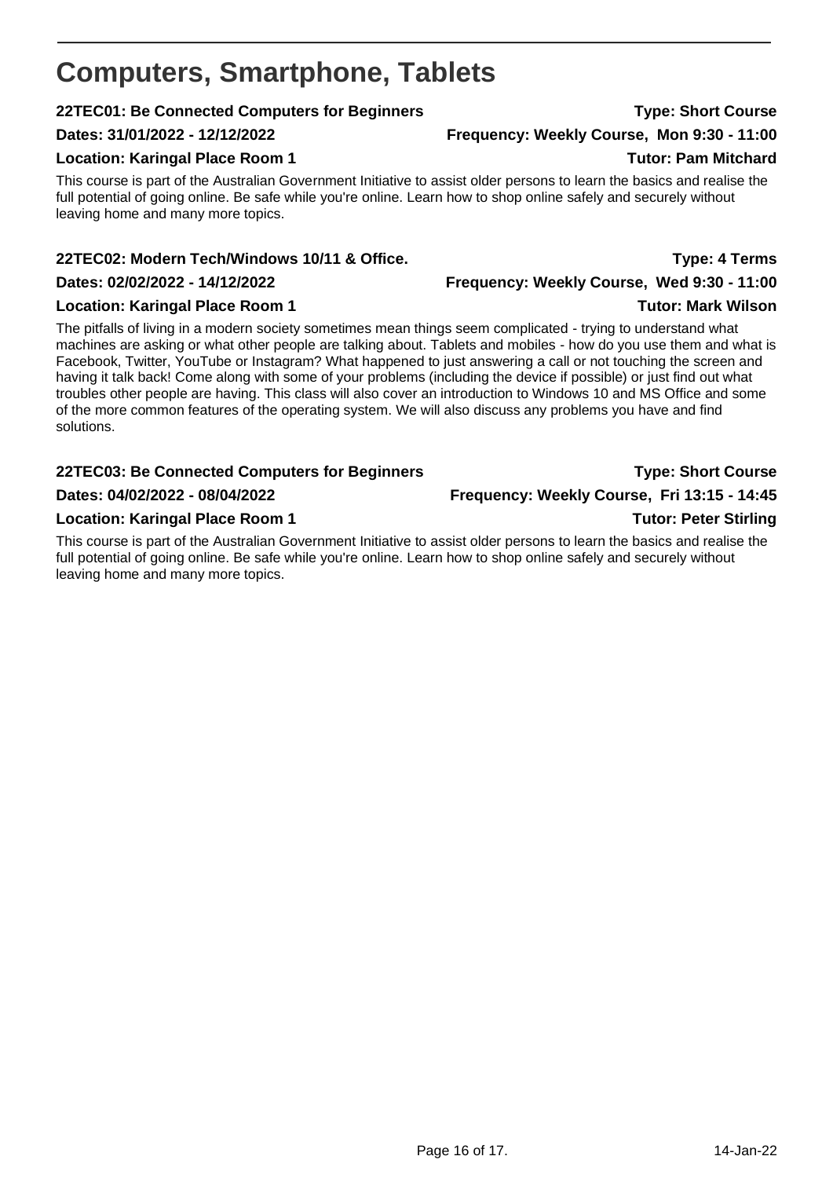# Computers, Smartphone, Tablets

**22TEC01: Be Connected Computers for Beginners** **Type: Short Course**

**Dates: 31/01/2022 - 12/12/2022** **Frequency: Weekly Course, Mon 9:30 - 11:00**

**Location: Karingal Place Room 1** **Tutor: Pam Mitchard**

This course is part of the Australian Government Initiative to assist older persons to learn the basics and realise the full potential of going online. Be safe while you're online. Learn how to shop online safely and securely without leaving home and many more topics.

**22TEC02: Modern Tech/Windows 10/11 & Office.** **Type: 4 Terms**

**Dates: 02/02/2022 - 14/12/2022** **Frequency: Weekly Course, Wed 9:30 - 11:00**

**Location: Karingal Place Room 1** **Tutor: Mark Wilson**

The pitfalls of living in a modern society sometimes mean things seem complicated - trying to understand what machines are asking or what other people are talking about. Tablets and mobiles - how do you use them and what is Facebook, Twitter, YouTube or Instagram? What happened to just answering a call or not touching the screen and having it talk back! Come along with some of your problems (including the device if possible) or just find out what troubles other people are having. This class will also cover an introduction to Windows 10 and MS Office and some of the more common features of the operating system. We will also discuss any problems you have and find solutions.

**22TEC03: Be Connected Computers for Beginners** **Type: Short Course**

**Dates: 04/02/2022 - 08/04/2022** **Frequency: Weekly Course, Fri 13:15 - 14:45**

**Location: Karingal Place Room 1** **Tutor: Peter Stirling**

This course is part of the Australian Government Initiative to assist older persons to learn the basics and realise the full potential of going online. Be safe while you're online. Learn how to shop online safely and securely without leaving home and many more topics.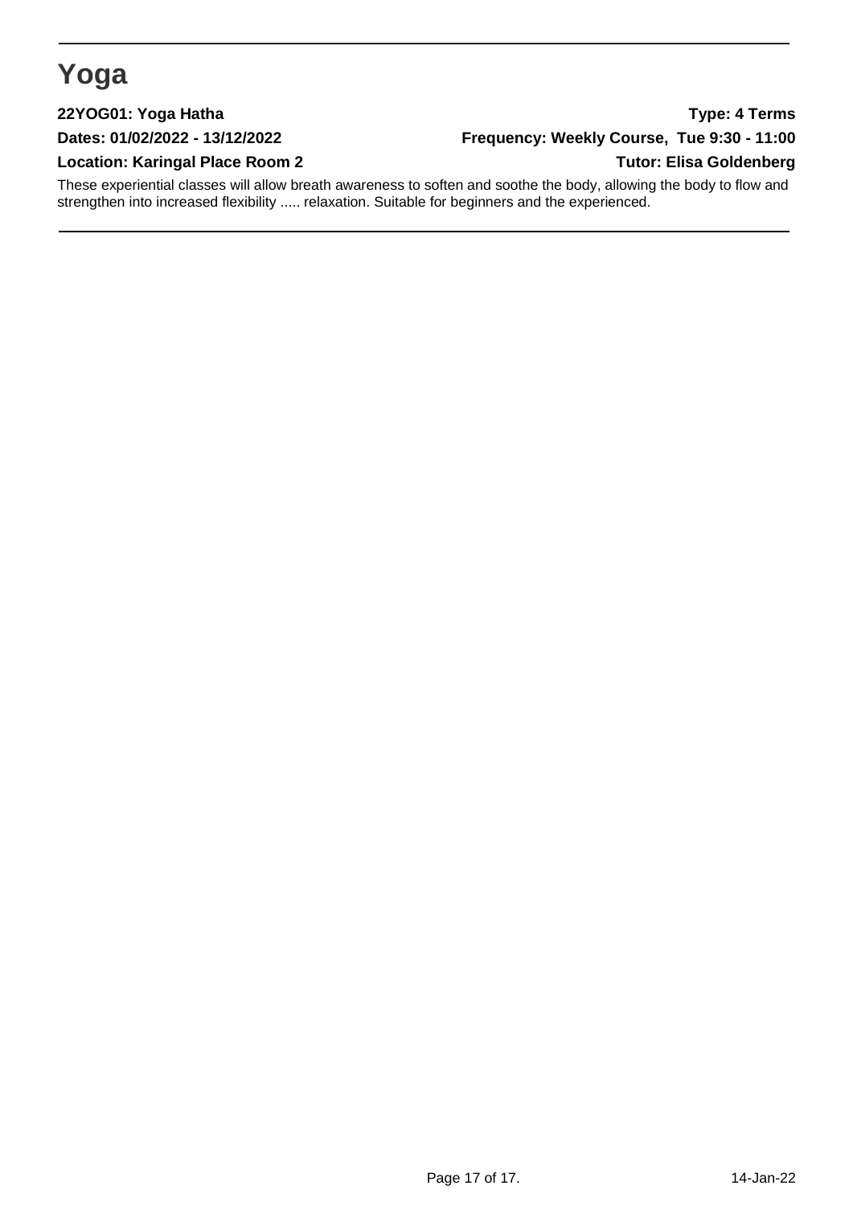# Yoga

**22YOG01: Yoga Hatha** **Type: 4 Terms**

**Dates: 01/02/2022 - 13/12/2022** **Frequency: Weekly Course, Tue 9:30 - 11:00**

**Location: Karingal Place Room 2** **Tutor: Elisa Goldenberg**

These experiential classes will allow breath awareness to soften and soothe the body, allowing the body to flow and strengthen into increased flexibility ..... relaxation. Suitable for beginners and the experienced.